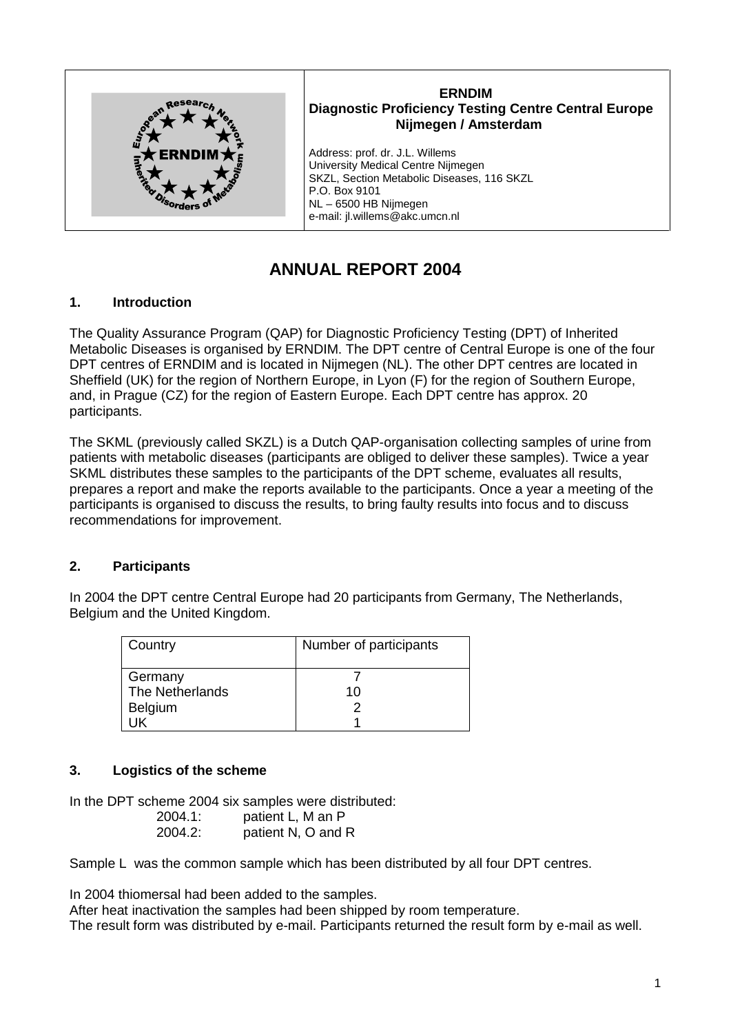**ERNDIM**
**Diagnostic Proficiency Testing Centre Central Europe**
**Nijmegen / Amsterdam**

Address: prof. dr. J.L. Willems
University Medical Centre Nijmegen
SKZL, Section Metabolic Diseases, 116 SKZL
P.O. Box 9101
NL – 6500 HB Nijmegen
e-mail: jl.willems@akc.umcn.nl

# ANNUAL REPORT 2004

## 1. Introduction

The Quality Assurance Program (QAP) for Diagnostic Proficiency Testing (DPT) of Inherited Metabolic Diseases is organised by ERNDIM. The DPT centre of Central Europe is one of the four DPT centres of ERNDIM and is located in Nijmegen (NL). The other DPT centres are located in Sheffield (UK) for the region of Northern Europe, in Lyon (F) for the region of Southern Europe, and, in Prague (CZ) for the region of Eastern Europe. Each DPT centre has approx. 20 participants.

The SKML (previously called SKZL) is a Dutch QAP-organisation collecting samples of urine from patients with metabolic diseases (participants are obliged to deliver these samples). Twice a year SKML distributes these samples to the participants of the DPT scheme, evaluates all results, prepares a report and make the reports available to the participants. Once a year a meeting of the participants is organised to discuss the results, to bring faulty results into focus and to discuss recommendations for improvement.

## 2. Participants

In 2004 the DPT centre Central Europe had 20 participants from Germany, The Netherlands, Belgium and the United Kingdom.

| Country | Number of participants |
|---|---|
| Germany | 7 |
| The Netherlands | 10 |
| Belgium | 2 |
| UK | 1 |

## 3. Logistics of the scheme

In the DPT scheme 2004 six samples were distributed:

2004.1: patient L, M an P
2004.2: patient N, O and R

Sample L was the common sample which has been distributed by all four DPT centres.

In 2004 thiomersal had been added to the samples.
After heat inactivation the samples had been shipped by room temperature.
The result form was distributed by e-mail. Participants returned the result form by e-mail as well.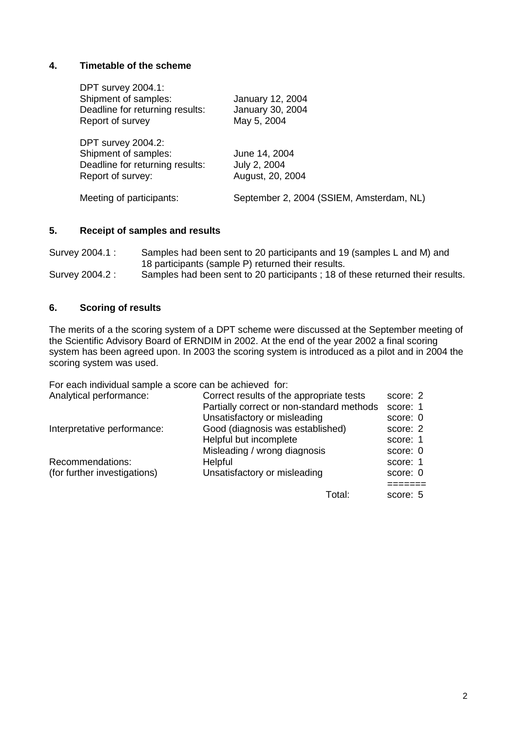## 4. Timetable of the scheme

| | |
|---|---|
| DPT survey 2004.1: | |
| Shipment of samples: | January 12, 2004 |
| Deadline for returning results: | January 30, 2004 |
| Report of survey | May 5, 2004 |
| | |
| DPT survey 2004.2: | |
| Shipment of samples: | June 14, 2004 |
| Deadline for returning results: | July 2, 2004 |
| Report of survey: | August, 20, 2004 |
| | |
| Meeting of participants: | September 2, 2004 (SSIEM, Amsterdam, NL) |

## 5. Receipt of samples and results

| | |
|---|---|
| Survey 2004.1 : | Samples had been sent to 20 participants and 19 (samples L and M) and 18 participants (sample P) returned their results. |
| Survey 2004.2 : | Samples had been sent to 20 participants ; 18 of these returned their results. |

## 6. Scoring of results

The merits of a the scoring system of a DPT scheme were discussed at the September meeting of the Scientific Advisory Board of ERNDIM in 2002. At the end of the year 2002 a final scoring system has been agreed upon. In 2003 the scoring system is introduced as a pilot and in 2004 the scoring system was used.

For each individual sample a score can be achieved for:

| | | |
|---|---|---|
| Analytical performance: | Correct results of the appropriate tests | score: 2 |
| | Partially correct or non-standard methods | score: 1 |
| | Unsatisfactory or misleading | score: 0 |
| Interpretative performance: | Good (diagnosis was established) | score: 2 |
| | Helpful but incomplete | score: 1 |
| | Misleading / wrong diagnosis | score: 0 |
| Recommendations: (for further investigations) | Helpful | score: 1 |
| | Unsatisfactory or misleading | score: 0 |
| | | ======= |
| | Total: | score: 5 |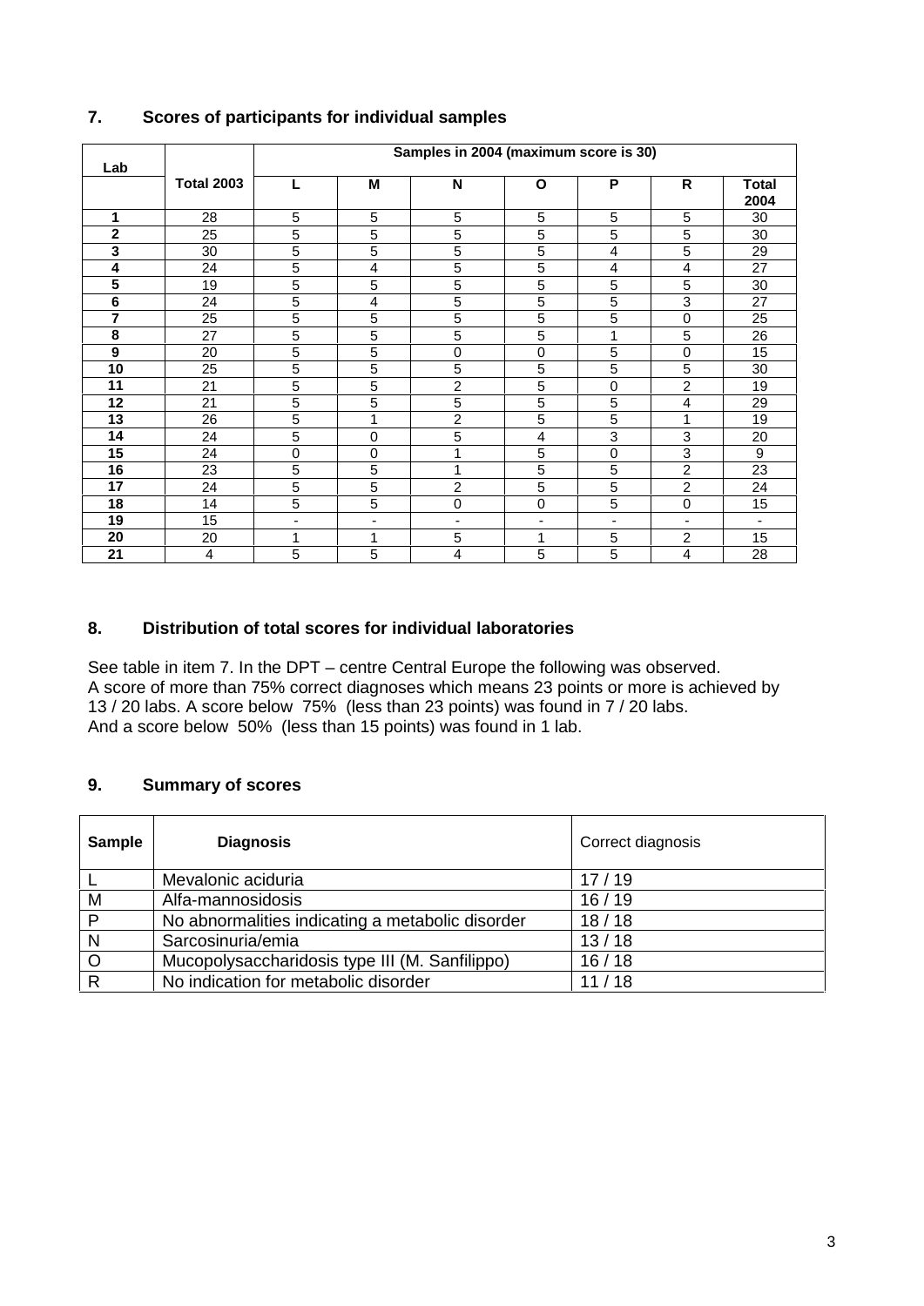## 7. Scores of participants for individual samples

| Lab | | Samples in 2004 (maximum score is 30) | | | | | | |
|---|---|---|---|---|---|---|---|---|
| | **Total 2003** | **L** | **M** | **N** | **O** | **P** | **R** | **Total 2004** |
| **1** | 28 | 5 | 5 | 5 | 5 | 5 | 5 | 30 |
| **2** | 25 | 5 | 5 | 5 | 5 | 5 | 5 | 30 |
| **3** | 30 | 5 | 5 | 5 | 5 | 4 | 5 | 29 |
| **4** | 24 | 5 | 4 | 5 | 5 | 4 | 4 | 27 |
| **5** | 19 | 5 | 5 | 5 | 5 | 5 | 5 | 30 |
| **6** | 24 | 5 | 4 | 5 | 5 | 5 | 3 | 27 |
| **7** | 25 | 5 | 5 | 5 | 5 | 5 | 0 | 25 |
| **8** | 27 | 5 | 5 | 5 | 5 | 1 | 5 | 26 |
| **9** | 20 | 5 | 5 | 0 | 0 | 5 | 0 | 15 |
| **10** | 25 | 5 | 5 | 5 | 5 | 5 | 5 | 30 |
| **11** | 21 | 5 | 5 | 2 | 5 | 0 | 2 | 19 |
| **12** | 21 | 5 | 5 | 5 | 5 | 5 | 4 | 29 |
| **13** | 26 | 5 | 1 | 2 | 5 | 5 | 1 | 19 |
| **14** | 24 | 5 | 0 | 5 | 4 | 3 | 3 | 20 |
| **15** | 24 | 0 | 0 | 1 | 5 | 0 | 3 | 9 |
| **16** | 23 | 5 | 5 | 1 | 5 | 5 | 2 | 23 |
| **17** | 24 | 5 | 5 | 2 | 5 | 5 | 2 | 24 |
| **18** | 14 | 5 | 5 | 0 | 0 | 5 | 0 | 15 |
| **19** | 15 | - | - | - | - | - | - | - |
| **20** | 20 | 1 | 1 | 5 | 1 | 5 | 2 | 15 |
| **21** | 4 | 5 | 5 | 4 | 5 | 5 | 4 | 28 |

## 8. Distribution of total scores for individual laboratories

See table in item 7. In the DPT – centre Central Europe the following was observed.
A score of more than 75% correct diagnoses which means 23 points or more is achieved by 13 / 20 labs. A score below 75% (less than 23 points) was found in 7 / 20 labs.
And a score below 50% (less than 15 points) was found in 1 lab.

## 9. Summary of scores

| **Sample** | **Diagnosis** | Correct diagnosis |
|---|---|---|
| L | Mevalonic aciduria | 17 / 19 |
| M | Alfa-mannosidosis | 16 / 19 |
| P | No abnormalities indicating a metabolic disorder | 18 / 18 |
| N | Sarcosinuria/emia | 13 / 18 |
| O | Mucopolysaccharidosis type III (M. Sanfilippo) | 16 / 18 |
| R | No indication for metabolic disorder | 11 / 18 |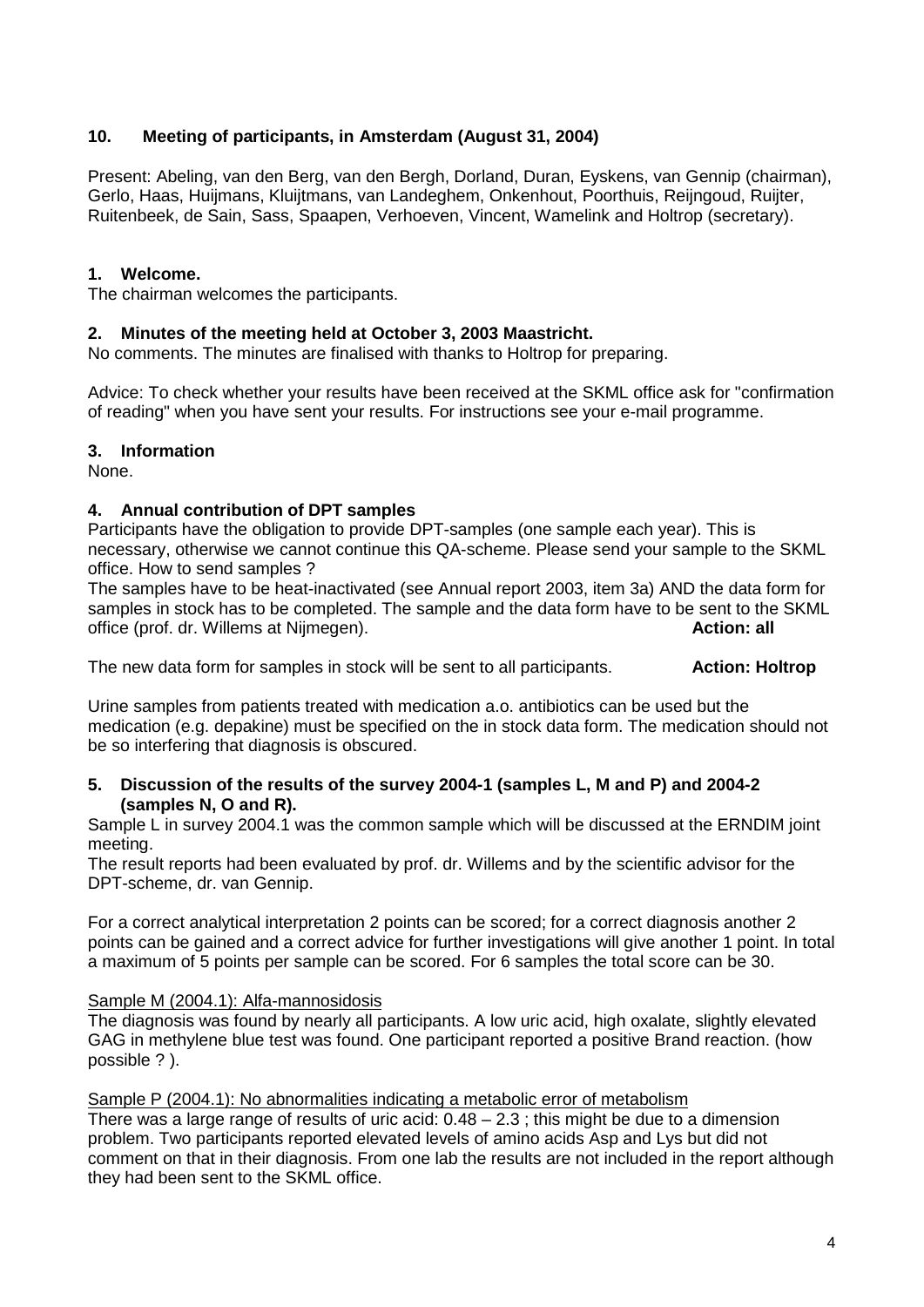## 10. Meeting of participants, in Amsterdam (August 31, 2004)

Present: Abeling, van den Berg, van den Bergh, Dorland, Duran, Eyskens, van Gennip (chairman), Gerlo, Haas, Huijmans, Kluijtmans, van Landeghem, Onkenhout, Poorthuis, Reijngoud, Ruijter, Ruitenbeek, de Sain, Sass, Spaapen, Verhoeven, Vincent, Wamelink and Holtrop (secretary).

### 1. Welcome.

The chairman welcomes the participants.

### 2. Minutes of the meeting held at October 3, 2003 Maastricht.

No comments. The minutes are finalised with thanks to Holtrop for preparing.

Advice: To check whether your results have been received at the SKML office ask for "confirmation of reading" when you have sent your results. For instructions see your e-mail programme.

### 3. Information

None.

### 4. Annual contribution of DPT samples

Participants have the obligation to provide DPT-samples (one sample each year). This is necessary, otherwise we cannot continue this QA-scheme. Please send your sample to the SKML office. How to send samples ?

The samples have to be heat-inactivated (see Annual report 2003, item 3a) AND the data form for samples in stock has to be completed. The sample and the data form have to be sent to the SKML office (prof. dr. Willems at Nijmegen). **Action: all**

The new data form for samples in stock will be sent to all participants. **Action: Holtrop**

Urine samples from patients treated with medication a.o. antibiotics can be used but the medication (e.g. depakine) must be specified on the in stock data form. The medication should not be so interfering that diagnosis is obscured.

### 5. Discussion of the results of the survey 2004-1 (samples L, M and P) and 2004-2 (samples N, O and R).

Sample L in survey 2004.1 was the common sample which will be discussed at the ERNDIM joint meeting.

The result reports had been evaluated by prof. dr. Willems and by the scientific advisor for the DPT-scheme, dr. van Gennip.

For a correct analytical interpretation 2 points can be scored; for a correct diagnosis another 2 points can be gained and a correct advice for further investigations will give another 1 point. In total a maximum of 5 points per sample can be scored. For 6 samples the total score can be 30.

<u>Sample M (2004.1): Alfa-mannosidosis</u>

The diagnosis was found by nearly all participants. A low uric acid, high oxalate, slightly elevated GAG in methylene blue test was found. One participant reported a positive Brand reaction. (how possible ? ).

<u>Sample P (2004.1): No abnormalities indicating a metabolic error of metabolism</u>

There was a large range of results of uric acid: 0.48 – 2.3 ; this might be due to a dimension problem. Two participants reported elevated levels of amino acids Asp and Lys but did not comment on that in their diagnosis. From one lab the results are not included in the report although they had been sent to the SKML office.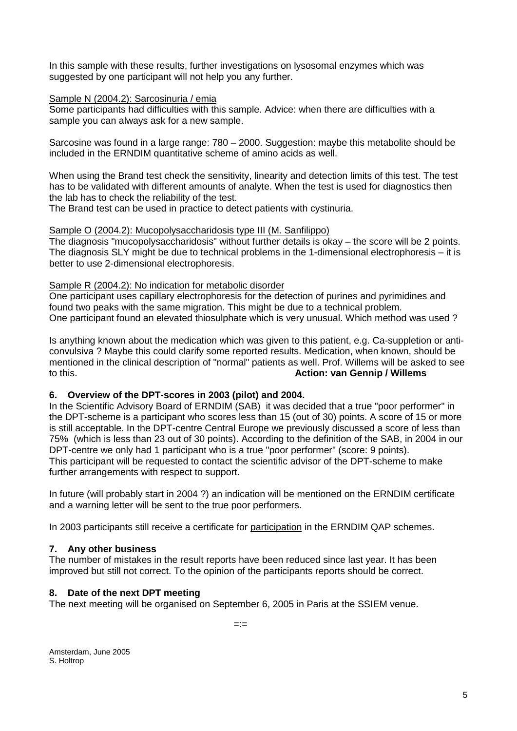In this sample with these results, further investigations on lysosomal enzymes which was suggested by one participant will not help you any further.

Sample N (2004.2): Sarcosinuria / emia

Some participants had difficulties with this sample. Advice: when there are difficulties with a sample you can always ask for a new sample.

Sarcosine was found in a large range: 780 – 2000. Suggestion: maybe this metabolite should be included in the ERNDIM quantitative scheme of amino acids as well.

When using the Brand test check the sensitivity, linearity and detection limits of this test. The test has to be validated with different amounts of analyte. When the test is used for diagnostics then the lab has to check the reliability of the test.
The Brand test can be used in practice to detect patients with cystinuria.

Sample O (2004.2): Mucopolysaccharidosis type III (M. Sanfilippo)

The diagnosis "mucopolysaccharidosis" without further details is okay – the score will be 2 points. The diagnosis SLY might be due to technical problems in the 1-dimensional electrophoresis – it is better to use 2-dimensional electrophoresis.

Sample R (2004.2): No indication for metabolic disorder

One participant uses capillary electrophoresis for the detection of purines and pyrimidines and found two peaks with the same migration. This might be due to a technical problem.
One participant found an elevated thiosulphate which is very unusual. Which method was used ?

Is anything known about the medication which was given to this patient, e.g. Ca-suppletion or anti-convulsiva ? Maybe this could clarify some reported results. Medication, when known, should be mentioned in the clinical description of "normal" patients as well. Prof. Willems will be asked to see to this. **Action: van Gennip / Willems**

### 6. Overview of the DPT-scores in 2003 (pilot) and 2004.

In the Scientific Advisory Board of ERNDIM (SAB) it was decided that a true "poor performer" in the DPT-scheme is a participant who scores less than 15 (out of 30) points. A score of 15 or more is still acceptable. In the DPT-centre Central Europe we previously discussed a score of less than 75% (which is less than 23 out of 30 points). According to the definition of the SAB, in 2004 in our DPT-centre we only had 1 participant who is a true "poor performer" (score: 9 points).
This participant will be requested to contact the scientific advisor of the DPT-scheme to make further arrangements with respect to support.

In future (will probably start in 2004 ?) an indication will be mentioned on the ERNDIM certificate and a warning letter will be sent to the true poor performers.

In 2003 participants still receive a certificate for participation in the ERNDIM QAP schemes.

### 7. Any other business

The number of mistakes in the result reports have been reduced since last year. It has been improved but still not correct. To the opinion of the participants reports should be correct.

### 8. Date of the next DPT meeting

The next meeting will be organised on September 6, 2005 in Paris at the SSIEM venue.

=:=

Amsterdam, June 2005
S. Holtrop